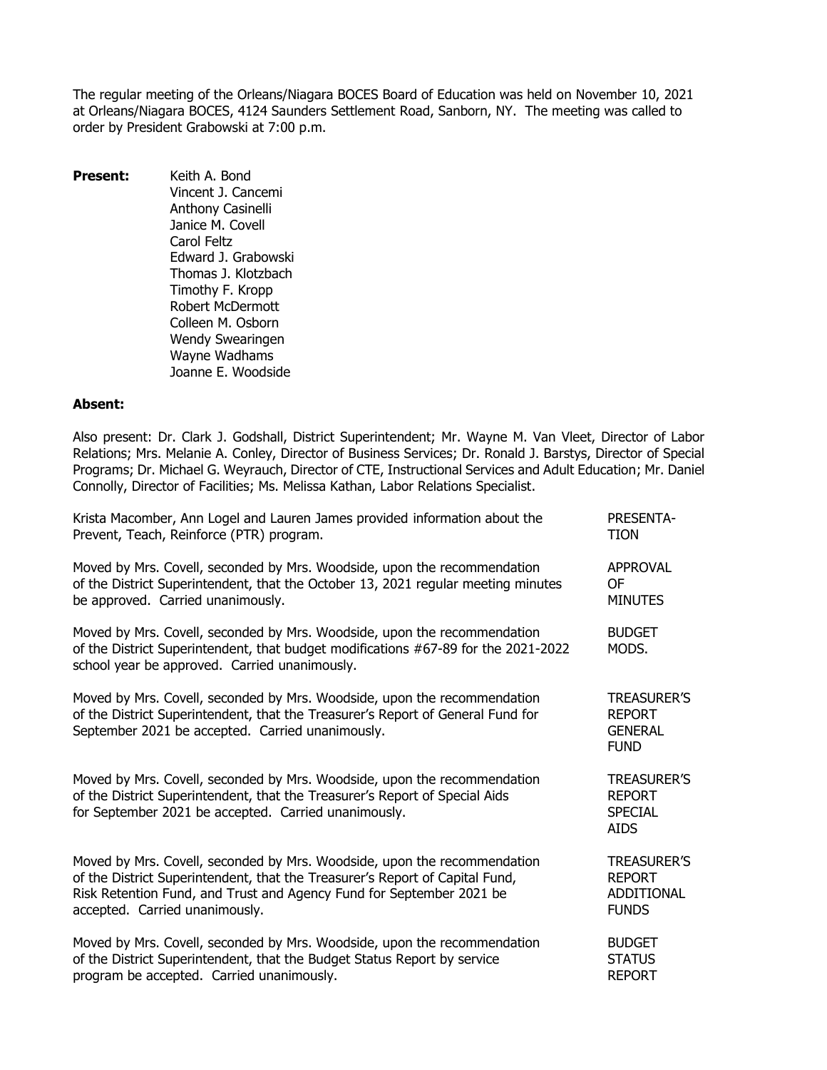The regular meeting of the Orleans/Niagara BOCES Board of Education was held on November 10, 2021 at Orleans/Niagara BOCES, 4124 Saunders Settlement Road, Sanborn, NY. The meeting was called to order by President Grabowski at 7:00 p.m.

**Present:** Keith A. Bond
Vincent J. Cancemi
Anthony Casinelli
Janice M. Covell
Carol Feltz
Edward J. Grabowski
Thomas J. Klotzbach
Timothy F. Kropp
Robert McDermott
Colleen M. Osborn
Wendy Swearingen
Wayne Wadhams
Joanne E. Woodside

**Absent:**

Also present: Dr. Clark J. Godshall, District Superintendent; Mr. Wayne M. Van Vleet, Director of Labor Relations; Mrs. Melanie A. Conley, Director of Business Services; Dr. Ronald J. Barstys, Director of Special Programs; Dr. Michael G. Weyrauch, Director of CTE, Instructional Services and Adult Education; Mr. Daniel Connolly, Director of Facilities; Ms. Melissa Kathan, Labor Relations Specialist.

PRESENTATION

Krista Macomber, Ann Logel and Lauren James provided information about the Prevent, Teach, Reinforce (PTR) program.

APPROVAL OF MINUTES

Moved by Mrs. Covell, seconded by Mrs. Woodside, upon the recommendation of the District Superintendent, that the October 13, 2021 regular meeting minutes be approved. Carried unanimously.

BUDGET MODS.

Moved by Mrs. Covell, seconded by Mrs. Woodside, upon the recommendation of the District Superintendent, that budget modifications #67-89 for the 2021-2022 school year be approved. Carried unanimously.

TREASURER'S REPORT GENERAL FUND

Moved by Mrs. Covell, seconded by Mrs. Woodside, upon the recommendation of the District Superintendent, that the Treasurer's Report of General Fund for September 2021 be accepted. Carried unanimously.

TREASURER'S REPORT SPECIAL AIDS

Moved by Mrs. Covell, seconded by Mrs. Woodside, upon the recommendation of the District Superintendent, that the Treasurer's Report of Special Aids for September 2021 be accepted. Carried unanimously.

TREASURER'S REPORT ADDITIONAL FUNDS

Moved by Mrs. Covell, seconded by Mrs. Woodside, upon the recommendation of the District Superintendent, that the Treasurer's Report of Capital Fund, Risk Retention Fund, and Trust and Agency Fund for September 2021 be accepted. Carried unanimously.

BUDGET STATUS REPORT

Moved by Mrs. Covell, seconded by Mrs. Woodside, upon the recommendation of the District Superintendent, that the Budget Status Report by service program be accepted. Carried unanimously.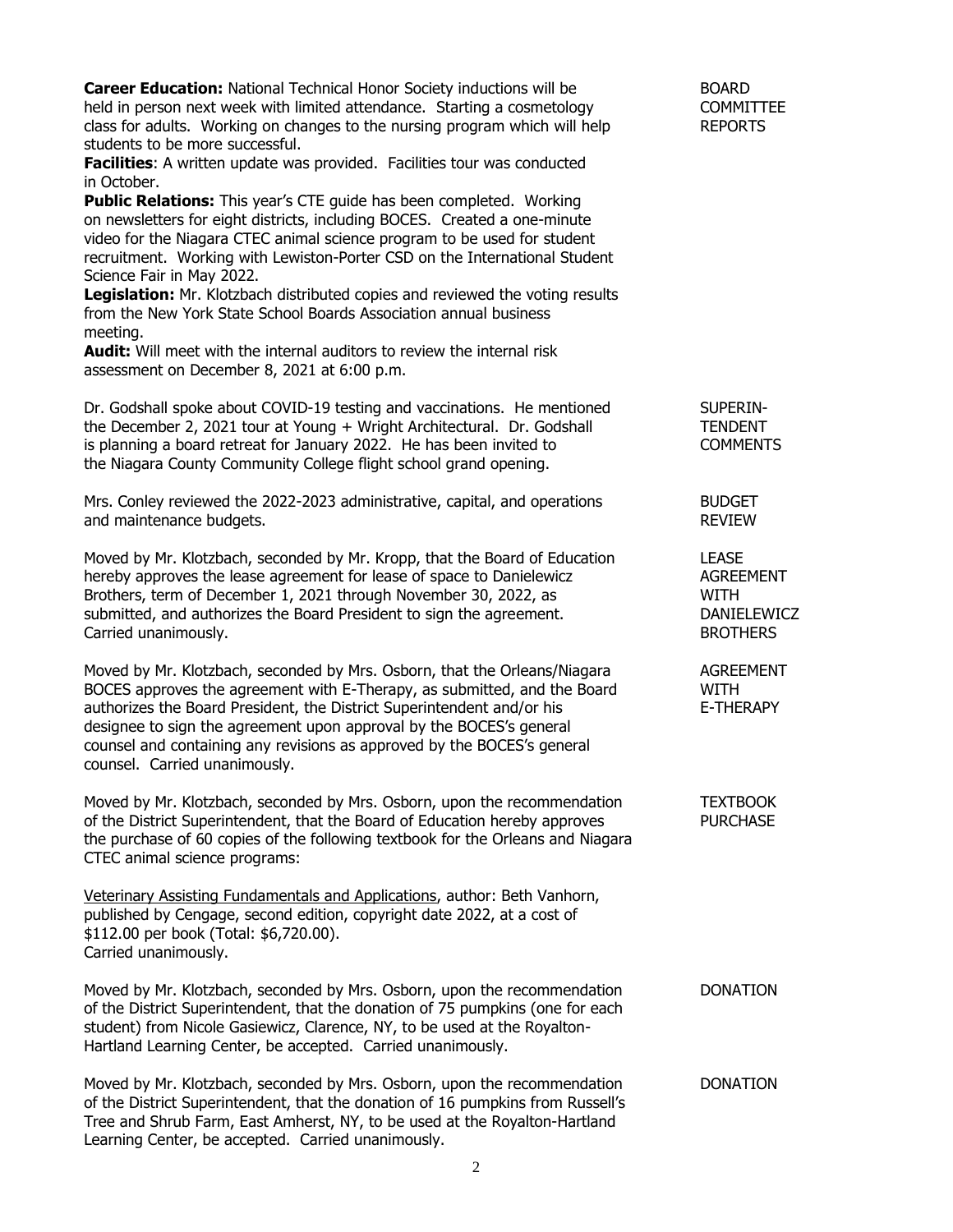**BOARD COMMITTEE REPORTS**

**Career Education:** National Technical Honor Society inductions will be held in person next week with limited attendance. Starting a cosmetology class for adults. Working on changes to the nursing program which will help students to be more successful.

**Facilities**: A written update was provided. Facilities tour was conducted in October.

**Public Relations:** This year's CTE guide has been completed. Working on newsletters for eight districts, including BOCES. Created a one-minute video for the Niagara CTEC animal science program to be used for student recruitment. Working with Lewiston-Porter CSD on the International Student Science Fair in May 2022.

**Legislation:** Mr. Klotzbach distributed copies and reviewed the voting results from the New York State School Boards Association annual business meeting.

**Audit:** Will meet with the internal auditors to review the internal risk assessment on December 8, 2021 at 6:00 p.m.

**SUPERINTENDENT COMMENTS**

Dr. Godshall spoke about COVID-19 testing and vaccinations. He mentioned the December 2, 2021 tour at Young + Wright Architectural. Dr. Godshall is planning a board retreat for January 2022. He has been invited to the Niagara County Community College flight school grand opening.

**BUDGET REVIEW**

Mrs. Conley reviewed the 2022-2023 administrative, capital, and operations and maintenance budgets.

**LEASE AGREEMENT WITH DANIELEWICZ BROTHERS**

Moved by Mr. Klotzbach, seconded by Mr. Kropp, that the Board of Education hereby approves the lease agreement for lease of space to Danielewicz Brothers, term of December 1, 2021 through November 30, 2022, as submitted, and authorizes the Board President to sign the agreement. Carried unanimously.

**AGREEMENT WITH E-THERAPY**

Moved by Mr. Klotzbach, seconded by Mrs. Osborn, that the Orleans/Niagara BOCES approves the agreement with E-Therapy, as submitted, and the Board authorizes the Board President, the District Superintendent and/or his designee to sign the agreement upon approval by the BOCES's general counsel and containing any revisions as approved by the BOCES's general counsel. Carried unanimously.

**TEXTBOOK PURCHASE**

Moved by Mr. Klotzbach, seconded by Mrs. Osborn, upon the recommendation of the District Superintendent, that the Board of Education hereby approves the purchase of 60 copies of the following textbook for the Orleans and Niagara CTEC animal science programs:

Veterinary Assisting Fundamentals and Applications, author: Beth Vanhorn, published by Cengage, second edition, copyright date 2022, at a cost of $112.00 per book (Total: $6,720.00).
Carried unanimously.

**DONATION**

Moved by Mr. Klotzbach, seconded by Mrs. Osborn, upon the recommendation of the District Superintendent, that the donation of 75 pumpkins (one for each student) from Nicole Gasiewicz, Clarence, NY, to be used at the Royalton-Hartland Learning Center, be accepted. Carried unanimously.

**DONATION**

Moved by Mr. Klotzbach, seconded by Mrs. Osborn, upon the recommendation of the District Superintendent, that the donation of 16 pumpkins from Russell's Tree and Shrub Farm, East Amherst, NY, to be used at the Royalton-Hartland Learning Center, be accepted. Carried unanimously.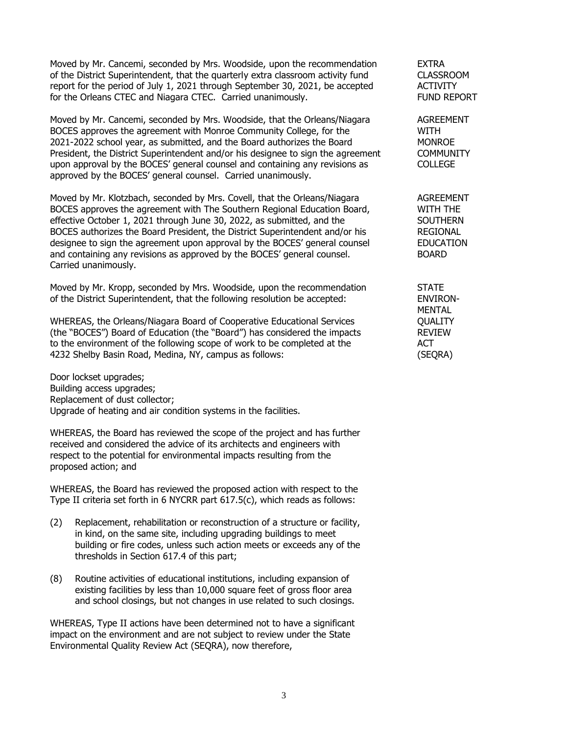Moved by Mr. Cancemi, seconded by Mrs. Woodside, upon the recommendation of the District Superintendent, that the quarterly extra classroom activity fund report for the period of July 1, 2021 through September 30, 2021, be accepted for the Orleans CTEC and Niagara CTEC. Carried unanimously.

EXTRA CLASSROOM ACTIVITY FUND REPORT

Moved by Mr. Cancemi, seconded by Mrs. Woodside, that the Orleans/Niagara BOCES approves the agreement with Monroe Community College, for the 2021-2022 school year, as submitted, and the Board authorizes the Board President, the District Superintendent and/or his designee to sign the agreement upon approval by the BOCES' general counsel and containing any revisions as approved by the BOCES' general counsel. Carried unanimously.

AGREEMENT WITH MONROE COMMUNITY COLLEGE

Moved by Mr. Klotzbach, seconded by Mrs. Covell, that the Orleans/Niagara BOCES approves the agreement with The Southern Regional Education Board, effective October 1, 2021 through June 30, 2022, as submitted, and the BOCES authorizes the Board President, the District Superintendent and/or his designee to sign the agreement upon approval by the BOCES' general counsel and containing any revisions as approved by the BOCES' general counsel. Carried unanimously.

AGREEMENT WITH THE SOUTHERN REGIONAL EDUCATION BOARD

Moved by Mr. Kropp, seconded by Mrs. Woodside, upon the recommendation of the District Superintendent, that the following resolution be accepted:

STATE ENVIRONMENTAL QUALITY REVIEW ACT (SEQRA)

WHEREAS, the Orleans/Niagara Board of Cooperative Educational Services (the "BOCES") Board of Education (the "Board") has considered the impacts to the environment of the following scope of work to be completed at the 4232 Shelby Basin Road, Medina, NY, campus as follows:

Door lockset upgrades;
Building access upgrades;
Replacement of dust collector;
Upgrade of heating and air condition systems in the facilities.

WHEREAS, the Board has reviewed the scope of the project and has further received and considered the advice of its architects and engineers with respect to the potential for environmental impacts resulting from the proposed action; and

WHEREAS, the Board has reviewed the proposed action with respect to the Type II criteria set forth in 6 NYCRR part 617.5(c), which reads as follows:

(2) Replacement, rehabilitation or reconstruction of a structure or facility, in kind, on the same site, including upgrading buildings to meet building or fire codes, unless such action meets or exceeds any of the thresholds in Section 617.4 of this part;

(8) Routine activities of educational institutions, including expansion of existing facilities by less than 10,000 square feet of gross floor area and school closings, but not changes in use related to such closings.

WHEREAS, Type II actions have been determined not to have a significant impact on the environment and are not subject to review under the State Environmental Quality Review Act (SEQRA), now therefore,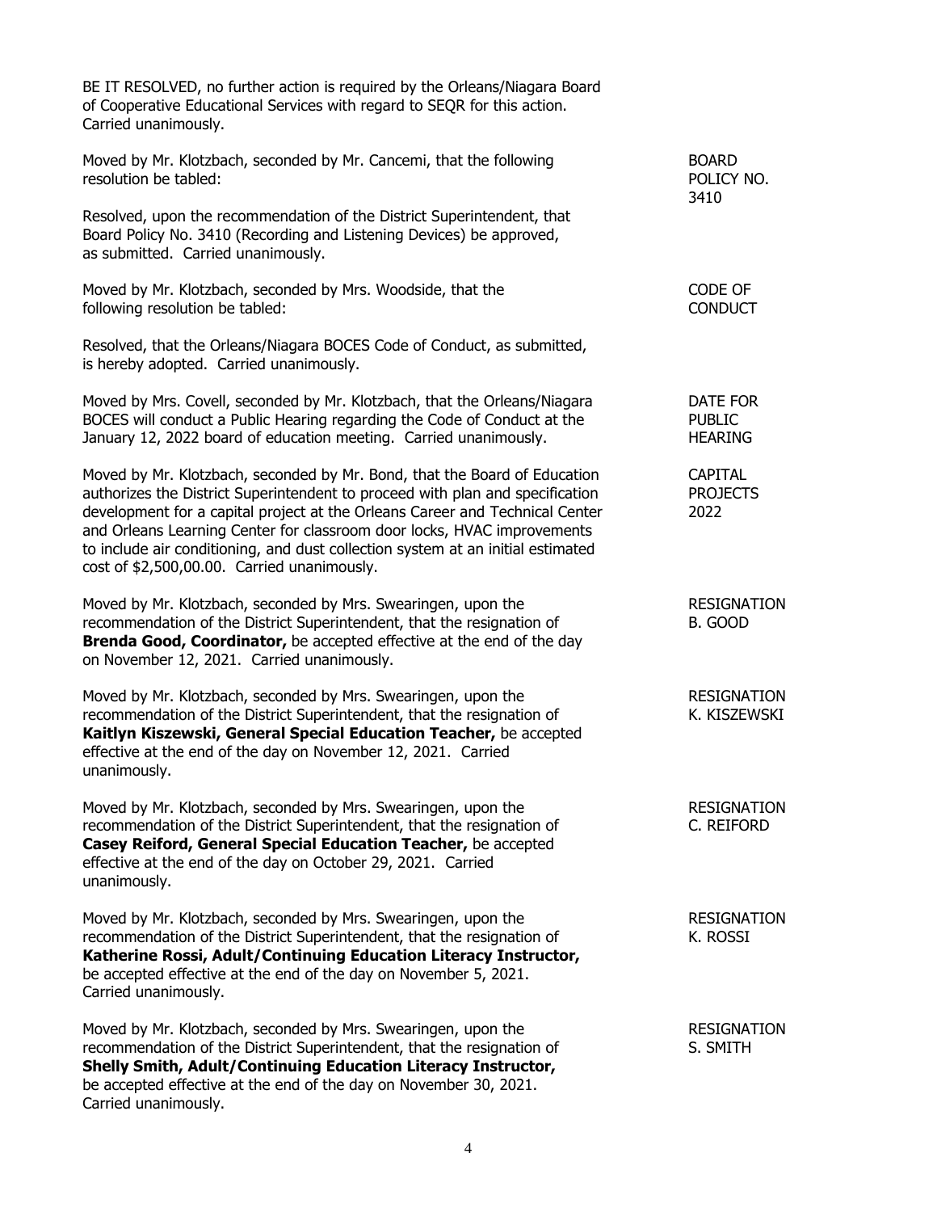BE IT RESOLVED, no further action is required by the Orleans/Niagara Board of Cooperative Educational Services with regard to SEQR for this action. Carried unanimously.

**BOARD POLICY NO. 3410**

Moved by Mr. Klotzbach, seconded by Mr. Cancemi, that the following resolution be tabled:

Resolved, upon the recommendation of the District Superintendent, that Board Policy No. 3410 (Recording and Listening Devices) be approved, as submitted. Carried unanimously.

**CODE OF CONDUCT**

Moved by Mr. Klotzbach, seconded by Mrs. Woodside, that the following resolution be tabled:

Resolved, that the Orleans/Niagara BOCES Code of Conduct, as submitted, is hereby adopted. Carried unanimously.

**DATE FOR PUBLIC HEARING**

Moved by Mrs. Covell, seconded by Mr. Klotzbach, that the Orleans/Niagara BOCES will conduct a Public Hearing regarding the Code of Conduct at the January 12, 2022 board of education meeting. Carried unanimously.

**CAPITAL PROJECTS 2022**

Moved by Mr. Klotzbach, seconded by Mr. Bond, that the Board of Education authorizes the District Superintendent to proceed with plan and specification development for a capital project at the Orleans Career and Technical Center and Orleans Learning Center for classroom door locks, HVAC improvements to include air conditioning, and dust collection system at an initial estimated cost of $2,500,00.00. Carried unanimously.

**RESIGNATION B. GOOD**

Moved by Mr. Klotzbach, seconded by Mrs. Swearingen, upon the recommendation of the District Superintendent, that the resignation of **Brenda Good, Coordinator,** be accepted effective at the end of the day on November 12, 2021. Carried unanimously.

**RESIGNATION K. KISZEWSKI**

Moved by Mr. Klotzbach, seconded by Mrs. Swearingen, upon the recommendation of the District Superintendent, that the resignation of **Kaitlyn Kiszewski, General Special Education Teacher,** be accepted effective at the end of the day on November 12, 2021. Carried unanimously.

**RESIGNATION C. REIFORD**

Moved by Mr. Klotzbach, seconded by Mrs. Swearingen, upon the recommendation of the District Superintendent, that the resignation of **Casey Reiford, General Special Education Teacher,** be accepted effective at the end of the day on October 29, 2021. Carried unanimously.

**RESIGNATION K. ROSSI**

Moved by Mr. Klotzbach, seconded by Mrs. Swearingen, upon the recommendation of the District Superintendent, that the resignation of **Katherine Rossi, Adult/Continuing Education Literacy Instructor,** be accepted effective at the end of the day on November 5, 2021. Carried unanimously.

**RESIGNATION S. SMITH**

Moved by Mr. Klotzbach, seconded by Mrs. Swearingen, upon the recommendation of the District Superintendent, that the resignation of **Shelly Smith, Adult/Continuing Education Literacy Instructor,** be accepted effective at the end of the day on November 30, 2021. Carried unanimously.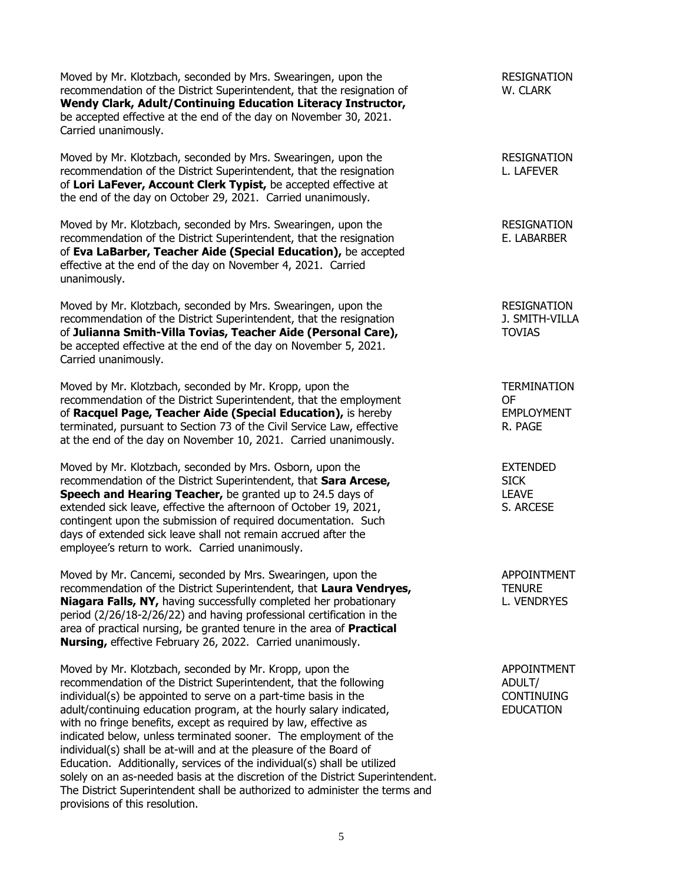Moved by Mr. Klotzbach, seconded by Mrs. Swearingen, upon the recommendation of the District Superintendent, that the resignation of **Wendy Clark, Adult/Continuing Education Literacy Instructor,** be accepted effective at the end of the day on November 30, 2021. Carried unanimously.

RESIGNATION
W. CLARK

Moved by Mr. Klotzbach, seconded by Mrs. Swearingen, upon the recommendation of the District Superintendent, that the resignation of **Lori LaFever, Account Clerk Typist,** be accepted effective at the end of the day on October 29, 2021. Carried unanimously.

RESIGNATION
L. LAFEVER

Moved by Mr. Klotzbach, seconded by Mrs. Swearingen, upon the recommendation of the District Superintendent, that the resignation of **Eva LaBarber, Teacher Aide (Special Education),** be accepted effective at the end of the day on November 4, 2021. Carried unanimously.

RESIGNATION
E. LABARBER

Moved by Mr. Klotzbach, seconded by Mrs. Swearingen, upon the recommendation of the District Superintendent, that the resignation of **Julianna Smith-Villa Tovias, Teacher Aide (Personal Care),** be accepted effective at the end of the day on November 5, 2021. Carried unanimously.

RESIGNATION
J. SMITH-VILLA TOVIAS

Moved by Mr. Klotzbach, seconded by Mr. Kropp, upon the recommendation of the District Superintendent, that the employment of **Racquel Page, Teacher Aide (Special Education),** is hereby terminated, pursuant to Section 73 of the Civil Service Law, effective at the end of the day on November 10, 2021. Carried unanimously.

TERMINATION OF EMPLOYMENT
R. PAGE

Moved by Mr. Klotzbach, seconded by Mrs. Osborn, upon the recommendation of the District Superintendent, that **Sara Arcese, Speech and Hearing Teacher,** be granted up to 24.5 days of extended sick leave, effective the afternoon of October 19, 2021, contingent upon the submission of required documentation. Such days of extended sick leave shall not remain accrued after the employee's return to work. Carried unanimously.

EXTENDED SICK LEAVE
S. ARCESE

Moved by Mr. Cancemi, seconded by Mrs. Swearingen, upon the recommendation of the District Superintendent, that **Laura Vendryes, Niagara Falls, NY,** having successfully completed her probationary period (2/26/18-2/26/22) and having professional certification in the area of practical nursing, be granted tenure in the area of **Practical Nursing,** effective February 26, 2022. Carried unanimously.

APPOINTMENT TENURE
L. VENDRYES

Moved by Mr. Klotzbach, seconded by Mr. Kropp, upon the recommendation of the District Superintendent, that the following individual(s) be appointed to serve on a part-time basis in the adult/continuing education program, at the hourly salary indicated, with no fringe benefits, except as required by law, effective as indicated below, unless terminated sooner. The employment of the individual(s) shall be at-will and at the pleasure of the Board of Education. Additionally, services of the individual(s) shall be utilized solely on an as-needed basis at the discretion of the District Superintendent. The District Superintendent shall be authorized to administer the terms and provisions of this resolution.

APPOINTMENT ADULT/ CONTINUING EDUCATION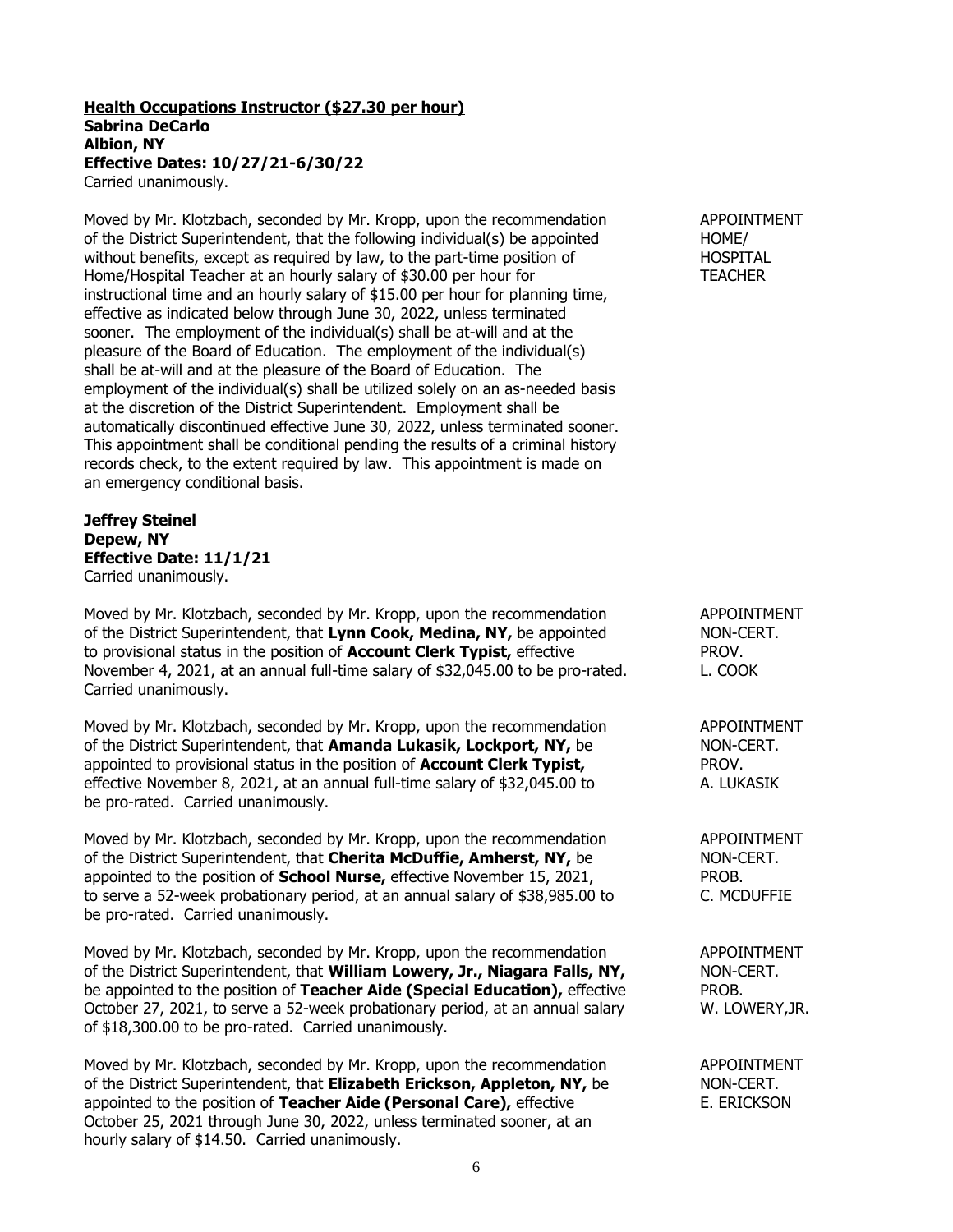**Health Occupations Instructor ($27.30 per hour)**
**Sabrina DeCarlo**
**Albion, NY**
**Effective Dates: 10/27/21-6/30/22**
Carried unanimously.

Moved by Mr. Klotzbach, seconded by Mr. Kropp, upon the recommendation of the District Superintendent, that the following individual(s) be appointed without benefits, except as required by law, to the part-time position of Home/Hospital Teacher at an hourly salary of $30.00 per hour for instructional time and an hourly salary of $15.00 per hour for planning time, effective as indicated below through June 30, 2022, unless terminated sooner. The employment of the individual(s) shall be at-will and at the pleasure of the Board of Education. The employment of the individual(s) shall be at-will and at the pleasure of the Board of Education. The employment of the individual(s) shall be utilized solely on an as-needed basis at the discretion of the District Superintendent. Employment shall be automatically discontinued effective June 30, 2022, unless terminated sooner. This appointment shall be conditional pending the results of a criminal history records check, to the extent required by law. This appointment is made on an emergency conditional basis.

APPOINTMENT HOME/ HOSPITAL TEACHER

**Jeffrey Steinel**
**Depew, NY**
**Effective Date: 11/1/21**
Carried unanimously.

Moved by Mr. Klotzbach, seconded by Mr. Kropp, upon the recommendation of the District Superintendent, that **Lynn Cook, Medina, NY,** be appointed to provisional status in the position of **Account Clerk Typist,** effective November 4, 2021, at an annual full-time salary of $32,045.00 to be pro-rated. Carried unanimously.

APPOINTMENT NON-CERT. PROV. L. COOK

Moved by Mr. Klotzbach, seconded by Mr. Kropp, upon the recommendation of the District Superintendent, that **Amanda Lukasik, Lockport, NY,** be appointed to provisional status in the position of **Account Clerk Typist,** effective November 8, 2021, at an annual full-time salary of $32,045.00 to be pro-rated. Carried unanimously.

APPOINTMENT NON-CERT. PROV. A. LUKASIK

Moved by Mr. Klotzbach, seconded by Mr. Kropp, upon the recommendation of the District Superintendent, that **Cherita McDuffie, Amherst, NY,** be appointed to the position of **School Nurse,** effective November 15, 2021, to serve a 52-week probationary period, at an annual salary of $38,985.00 to be pro-rated. Carried unanimously.

APPOINTMENT NON-CERT. PROB. C. MCDUFFIE

Moved by Mr. Klotzbach, seconded by Mr. Kropp, upon the recommendation of the District Superintendent, that **William Lowery, Jr., Niagara Falls, NY,** be appointed to the position of **Teacher Aide (Special Education),** effective October 27, 2021, to serve a 52-week probationary period, at an annual salary of $18,300.00 to be pro-rated. Carried unanimously.

APPOINTMENT NON-CERT. PROB. W. LOWERY,JR.

Moved by Mr. Klotzbach, seconded by Mr. Kropp, upon the recommendation of the District Superintendent, that **Elizabeth Erickson, Appleton, NY,** be appointed to the position of **Teacher Aide (Personal Care),** effective October 25, 2021 through June 30, 2022, unless terminated sooner, at an hourly salary of $14.50. Carried unanimously.

APPOINTMENT NON-CERT. E. ERICKSON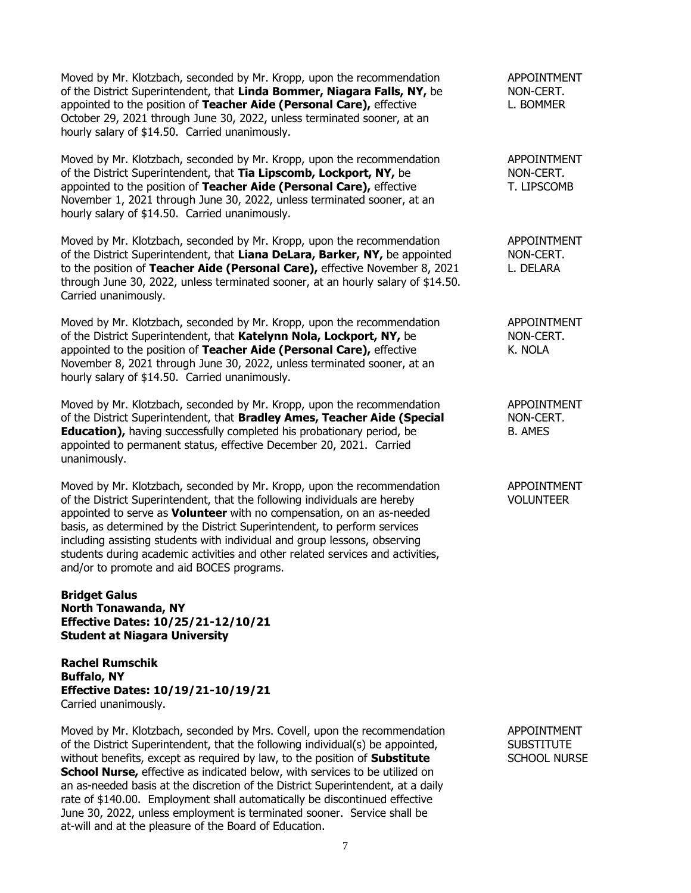Moved by Mr. Klotzbach, seconded by Mr. Kropp, upon the recommendation of the District Superintendent, that **Linda Bommer, Niagara Falls, NY,** be appointed to the position of **Teacher Aide (Personal Care),** effective October 29, 2021 through June 30, 2022, unless terminated sooner, at an hourly salary of $14.50. Carried unanimously.

APPOINTMENT
NON-CERT.
L. BOMMER

Moved by Mr. Klotzbach, seconded by Mr. Kropp, upon the recommendation of the District Superintendent, that **Tia Lipscomb, Lockport, NY,** be appointed to the position of **Teacher Aide (Personal Care),** effective November 1, 2021 through June 30, 2022, unless terminated sooner, at an hourly salary of $14.50. Carried unanimously.

APPOINTMENT
NON-CERT.
T. LIPSCOMB

Moved by Mr. Klotzbach, seconded by Mr. Kropp, upon the recommendation of the District Superintendent, that **Liana DeLara, Barker, NY,** be appointed to the position of **Teacher Aide (Personal Care),** effective November 8, 2021 through June 30, 2022, unless terminated sooner, at an hourly salary of $14.50. Carried unanimously.

APPOINTMENT
NON-CERT.
L. DELARA

Moved by Mr. Klotzbach, seconded by Mr. Kropp, upon the recommendation of the District Superintendent, that **Katelynn Nola, Lockport, NY,** be appointed to the position of **Teacher Aide (Personal Care),** effective November 8, 2021 through June 30, 2022, unless terminated sooner, at an hourly salary of $14.50. Carried unanimously.

APPOINTMENT
NON-CERT.
K. NOLA

Moved by Mr. Klotzbach, seconded by Mr. Kropp, upon the recommendation of the District Superintendent, that **Bradley Ames, Teacher Aide (Special Education),** having successfully completed his probationary period, be appointed to permanent status, effective December 20, 2021. Carried unanimously.

APPOINTMENT
NON-CERT.
B. AMES

Moved by Mr. Klotzbach, seconded by Mr. Kropp, upon the recommendation of the District Superintendent, that the following individuals are hereby appointed to serve as **Volunteer** with no compensation, on an as-needed basis, as determined by the District Superintendent, to perform services including assisting students with individual and group lessons, observing students during academic activities and other related services and activities, and/or to promote and aid BOCES programs.

APPOINTMENT
VOLUNTEER

**Bridget Galus**
**North Tonawanda, NY**
**Effective Dates: 10/25/21-12/10/21**
**Student at Niagara University**

**Rachel Rumschik**
**Buffalo, NY**
**Effective Dates: 10/19/21-10/19/21**
Carried unanimously.

Moved by Mr. Klotzbach, seconded by Mrs. Covell, upon the recommendation of the District Superintendent, that the following individual(s) be appointed, without benefits, except as required by law, to the position of **Substitute School Nurse,** effective as indicated below, with services to be utilized on an as-needed basis at the discretion of the District Superintendent, at a daily rate of $140.00. Employment shall automatically be discontinued effective June 30, 2022, unless employment is terminated sooner. Service shall be at-will and at the pleasure of the Board of Education.

APPOINTMENT
SUBSTITUTE
SCHOOL NURSE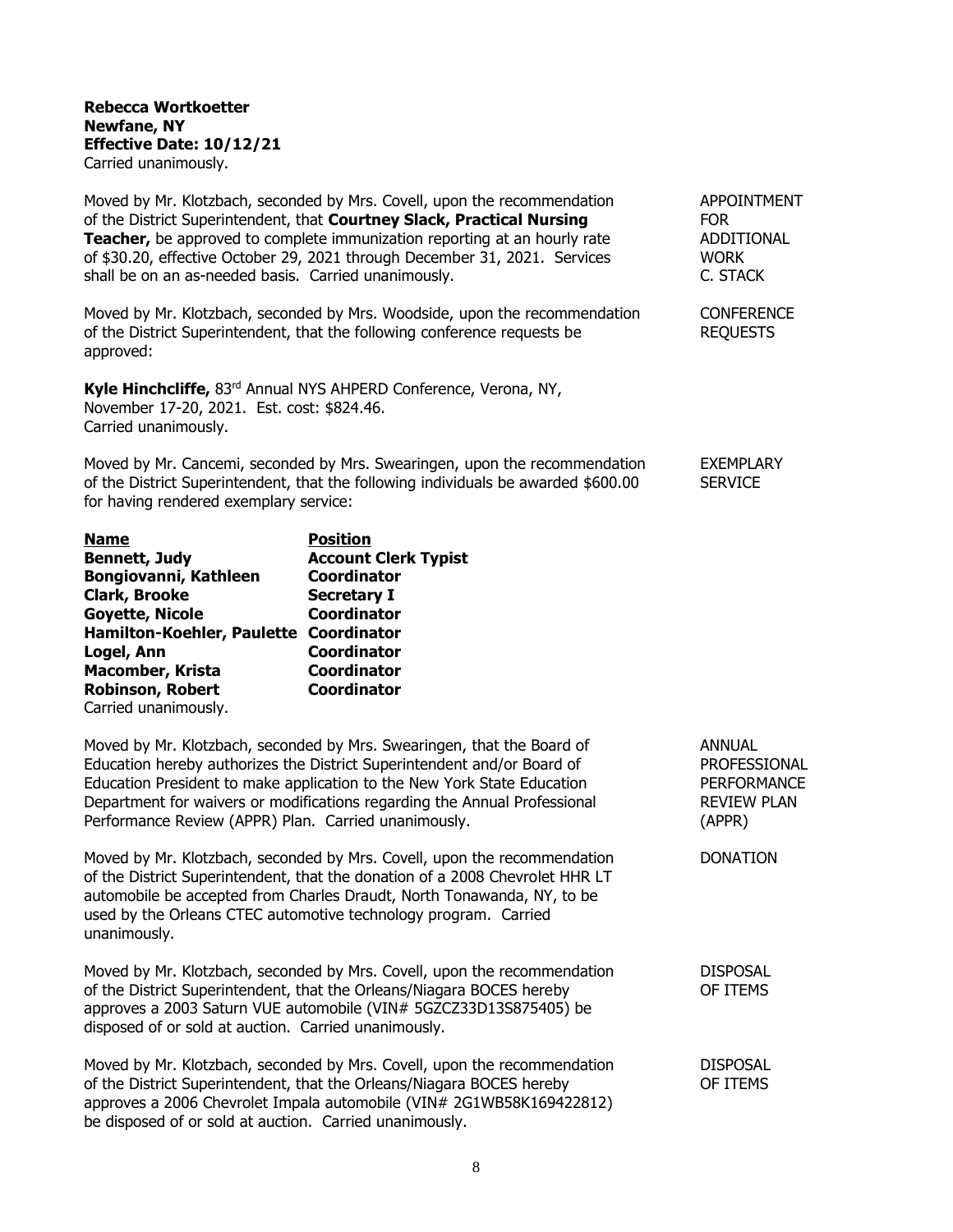**Rebecca Wortkoetter**
**Newfane, NY**
**Effective Date: 10/12/21**
Carried unanimously.

APPOINTMENT FOR ADDITIONAL WORK C. STACK

Moved by Mr. Klotzbach, seconded by Mrs. Covell, upon the recommendation of the District Superintendent, that **Courtney Slack, Practical Nursing Teacher,** be approved to complete immunization reporting at an hourly rate of $30.20, effective October 29, 2021 through December 31, 2021. Services shall be on an as-needed basis. Carried unanimously.

CONFERENCE REQUESTS

Moved by Mr. Klotzbach, seconded by Mrs. Woodside, upon the recommendation of the District Superintendent, that the following conference requests be approved:

**Kyle Hinchcliffe,** 83rd Annual NYS AHPERD Conference, Verona, NY, November 17-20, 2021. Est. cost: $824.46.
Carried unanimously.

EXEMPLARY SERVICE

Moved by Mr. Cancemi, seconded by Mrs. Swearingen, upon the recommendation of the District Superintendent, that the following individuals be awarded $600.00 for having rendered exemplary service:

| Name | Position |
|---|---|
| **Bennett, Judy** | **Account Clerk Typist** |
| **Bongiovanni, Kathleen** | **Coordinator** |
| **Clark, Brooke** | **Secretary I** |
| **Goyette, Nicole** | **Coordinator** |
| **Hamilton-Koehler, Paulette** | **Coordinator** |
| **Logel, Ann** | **Coordinator** |
| **Macomber, Krista** | **Coordinator** |
| **Robinson, Robert** | **Coordinator** |

Carried unanimously.

ANNUAL PROFESSIONAL PERFORMANCE REVIEW PLAN (APPR)

Moved by Mr. Klotzbach, seconded by Mrs. Swearingen, that the Board of Education hereby authorizes the District Superintendent and/or Board of Education President to make application to the New York State Education Department for waivers or modifications regarding the Annual Professional Performance Review (APPR) Plan. Carried unanimously.

DONATION

Moved by Mr. Klotzbach, seconded by Mrs. Covell, upon the recommendation of the District Superintendent, that the donation of a 2008 Chevrolet HHR LT automobile be accepted from Charles Draudt, North Tonawanda, NY, to be used by the Orleans CTEC automotive technology program. Carried unanimously.

DISPOSAL OF ITEMS

Moved by Mr. Klotzbach, seconded by Mrs. Covell, upon the recommendation of the District Superintendent, that the Orleans/Niagara BOCES hereby approves a 2003 Saturn VUE automobile (VIN# 5GZCZ33D13S875405) be disposed of or sold at auction. Carried unanimously.

DISPOSAL OF ITEMS

Moved by Mr. Klotzbach, seconded by Mrs. Covell, upon the recommendation of the District Superintendent, that the Orleans/Niagara BOCES hereby approves a 2006 Chevrolet Impala automobile (VIN# 2G1WB58K169422812) be disposed of or sold at auction. Carried unanimously.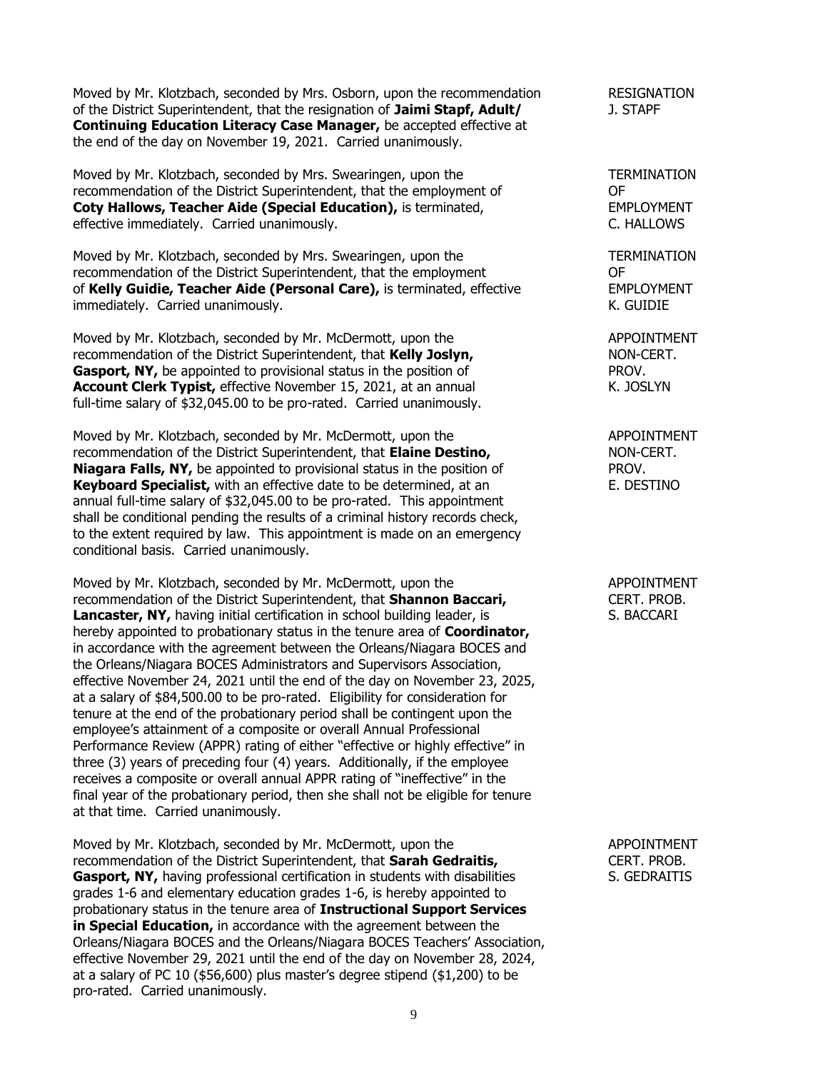Moved by Mr. Klotzbach, seconded by Mrs. Osborn, upon the recommendation of the District Superintendent, that the resignation of **Jaimi Stapf, Adult/ Continuing Education Literacy Case Manager,** be accepted effective at the end of the day on November 19, 2021. Carried unanimously.

RESIGNATION
J. STAPF

Moved by Mr. Klotzbach, seconded by Mrs. Swearingen, upon the recommendation of the District Superintendent, that the employment of **Coty Hallows, Teacher Aide (Special Education),** is terminated, effective immediately. Carried unanimously.

TERMINATION OF EMPLOYMENT
C. HALLOWS

Moved by Mr. Klotzbach, seconded by Mrs. Swearingen, upon the recommendation of the District Superintendent, that the employment of **Kelly Guidie, Teacher Aide (Personal Care),** is terminated, effective immediately. Carried unanimously.

TERMINATION OF EMPLOYMENT
K. GUIDIE

Moved by Mr. Klotzbach, seconded by Mr. McDermott, upon the recommendation of the District Superintendent, that **Kelly Joslyn, Gasport, NY,** be appointed to provisional status in the position of **Account Clerk Typist,** effective November 15, 2021, at an annual full-time salary of $32,045.00 to be pro-rated. Carried unanimously.

APPOINTMENT NON-CERT. PROV.
K. JOSLYN

Moved by Mr. Klotzbach, seconded by Mr. McDermott, upon the recommendation of the District Superintendent, that **Elaine Destino, Niagara Falls, NY,** be appointed to provisional status in the position of **Keyboard Specialist,** with an effective date to be determined, at an annual full-time salary of $32,045.00 to be pro-rated. This appointment shall be conditional pending the results of a criminal history records check, to the extent required by law. This appointment is made on an emergency conditional basis. Carried unanimously.

APPOINTMENT NON-CERT. PROV.
E. DESTINO

Moved by Mr. Klotzbach, seconded by Mr. McDermott, upon the recommendation of the District Superintendent, that **Shannon Baccari, Lancaster, NY,** having initial certification in school building leader, is hereby appointed to probationary status in the tenure area of **Coordinator,** in accordance with the agreement between the Orleans/Niagara BOCES and the Orleans/Niagara BOCES Administrators and Supervisors Association, effective November 24, 2021 until the end of the day on November 23, 2025, at a salary of $84,500.00 to be pro-rated. Eligibility for consideration for tenure at the end of the probationary period shall be contingent upon the employee's attainment of a composite or overall Annual Professional Performance Review (APPR) rating of either "effective or highly effective" in three (3) years of preceding four (4) years. Additionally, if the employee receives a composite or overall annual APPR rating of "ineffective" in the final year of the probationary period, then she shall not be eligible for tenure at that time. Carried unanimously.

APPOINTMENT CERT. PROB.
S. BACCARI

Moved by Mr. Klotzbach, seconded by Mr. McDermott, upon the recommendation of the District Superintendent, that **Sarah Gedraitis, Gasport, NY,** having professional certification in students with disabilities grades 1-6 and elementary education grades 1-6, is hereby appointed to probationary status in the tenure area of **Instructional Support Services in Special Education,** in accordance with the agreement between the Orleans/Niagara BOCES and the Orleans/Niagara BOCES Teachers' Association, effective November 29, 2021 until the end of the day on November 28, 2024, at a salary of PC 10 ($56,600) plus master's degree stipend ($1,200) to be pro-rated. Carried unanimously.

APPOINTMENT CERT. PROB.
S. GEDRAITIS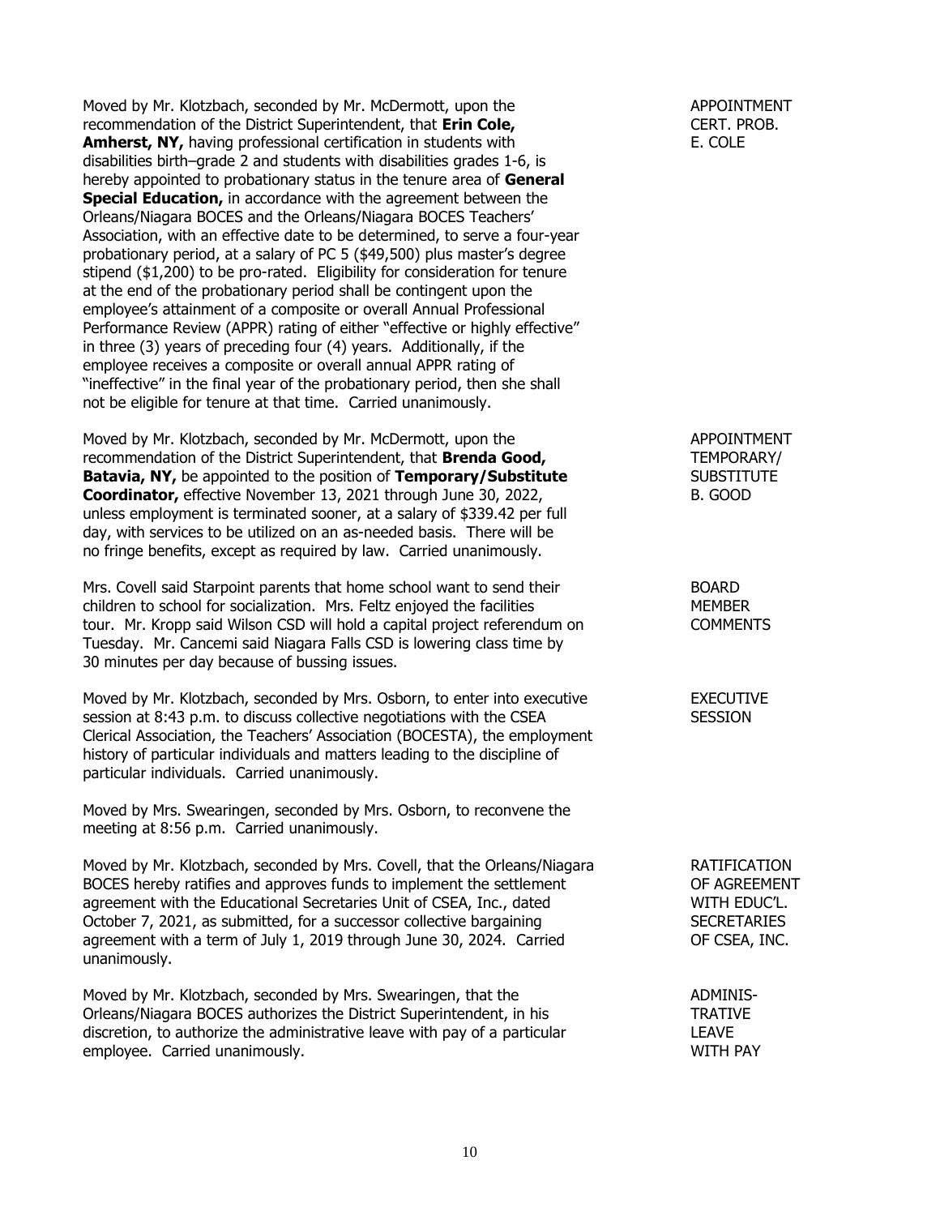Moved by Mr. Klotzbach, seconded by Mr. McDermott, upon the recommendation of the District Superintendent, that **Erin Cole, Amherst, NY,** having professional certification in students with disabilities birth–grade 2 and students with disabilities grades 1-6, is hereby appointed to probationary status in the tenure area of **General Special Education,** in accordance with the agreement between the Orleans/Niagara BOCES and the Orleans/Niagara BOCES Teachers' Association, with an effective date to be determined, to serve a four-year probationary period, at a salary of PC 5 ($49,500) plus master's degree stipend ($1,200) to be pro-rated. Eligibility for consideration for tenure at the end of the probationary period shall be contingent upon the employee's attainment of a composite or overall Annual Professional Performance Review (APPR) rating of either "effective or highly effective" in three (3) years of preceding four (4) years. Additionally, if the employee receives a composite or overall annual APPR rating of "ineffective" in the final year of the probationary period, then she shall not be eligible for tenure at that time. Carried unanimously.

APPOINTMENT CERT. PROB. E. COLE

Moved by Mr. Klotzbach, seconded by Mr. McDermott, upon the recommendation of the District Superintendent, that **Brenda Good, Batavia, NY,** be appointed to the position of **Temporary/Substitute Coordinator,** effective November 13, 2021 through June 30, 2022, unless employment is terminated sooner, at a salary of $339.42 per full day, with services to be utilized on an as-needed basis. There will be no fringe benefits, except as required by law. Carried unanimously.

APPOINTMENT TEMPORARY/ SUBSTITUTE B. GOOD

Mrs. Covell said Starpoint parents that home school want to send their children to school for socialization. Mrs. Feltz enjoyed the facilities tour. Mr. Kropp said Wilson CSD will hold a capital project referendum on Tuesday. Mr. Cancemi said Niagara Falls CSD is lowering class time by 30 minutes per day because of bussing issues.

BOARD MEMBER COMMENTS

Moved by Mr. Klotzbach, seconded by Mrs. Osborn, to enter into executive session at 8:43 p.m. to discuss collective negotiations with the CSEA Clerical Association, the Teachers' Association (BOCESTA), the employment history of particular individuals and matters leading to the discipline of particular individuals. Carried unanimously.

EXECUTIVE SESSION

Moved by Mrs. Swearingen, seconded by Mrs. Osborn, to reconvene the meeting at 8:56 p.m. Carried unanimously.

Moved by Mr. Klotzbach, seconded by Mrs. Covell, that the Orleans/Niagara BOCES hereby ratifies and approves funds to implement the settlement agreement with the Educational Secretaries Unit of CSEA, Inc., dated October 7, 2021, as submitted, for a successor collective bargaining agreement with a term of July 1, 2019 through June 30, 2024. Carried unanimously.

RATIFICATION OF AGREEMENT WITH EDUC'L. SECRETARIES OF CSEA, INC.

Moved by Mr. Klotzbach, seconded by Mrs. Swearingen, that the Orleans/Niagara BOCES authorizes the District Superintendent, in his discretion, to authorize the administrative leave with pay of a particular employee. Carried unanimously.

ADMINISTRATIVE LEAVE WITH PAY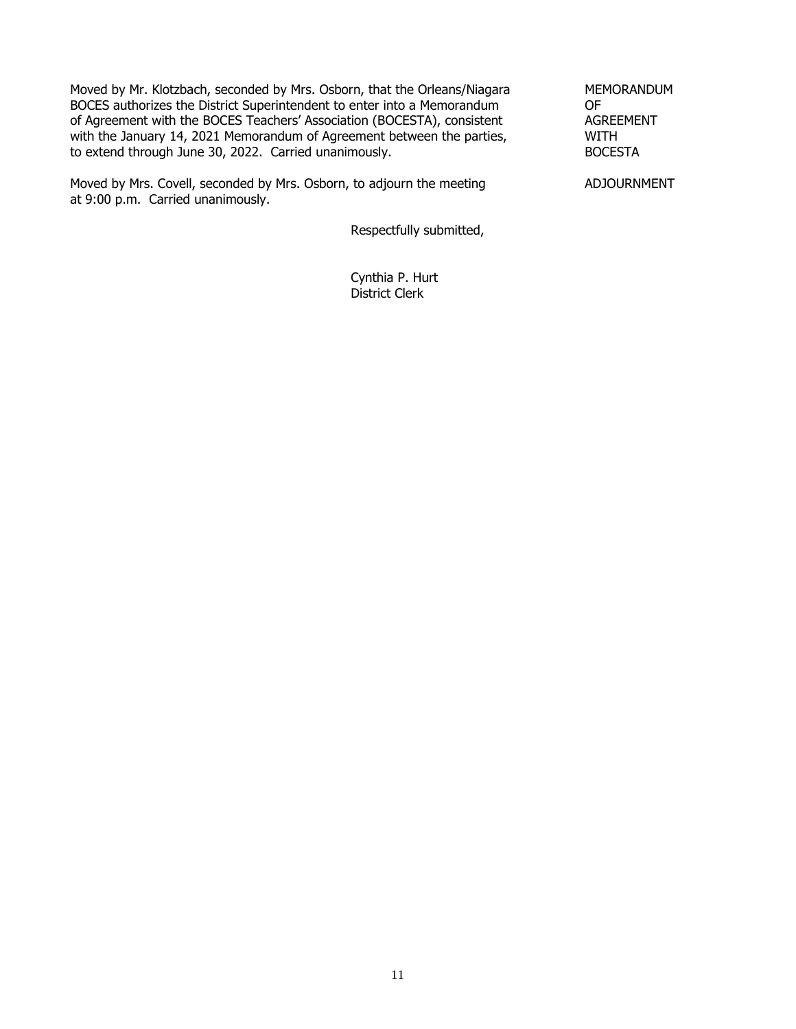Moved by Mr. Klotzbach, seconded by Mrs. Osborn, that the Orleans/Niagara BOCES authorizes the District Superintendent to enter into a Memorandum of Agreement with the BOCES Teachers' Association (BOCESTA), consistent with the January 14, 2021 Memorandum of Agreement between the parties, to extend through June 30, 2022. Carried unanimously.

MEMORANDUM OF AGREEMENT WITH BOCESTA

Moved by Mrs. Covell, seconded by Mrs. Osborn, to adjourn the meeting at 9:00 p.m. Carried unanimously.

ADJOURNMENT

Respectfully submitted,

Cynthia P. Hurt
District Clerk